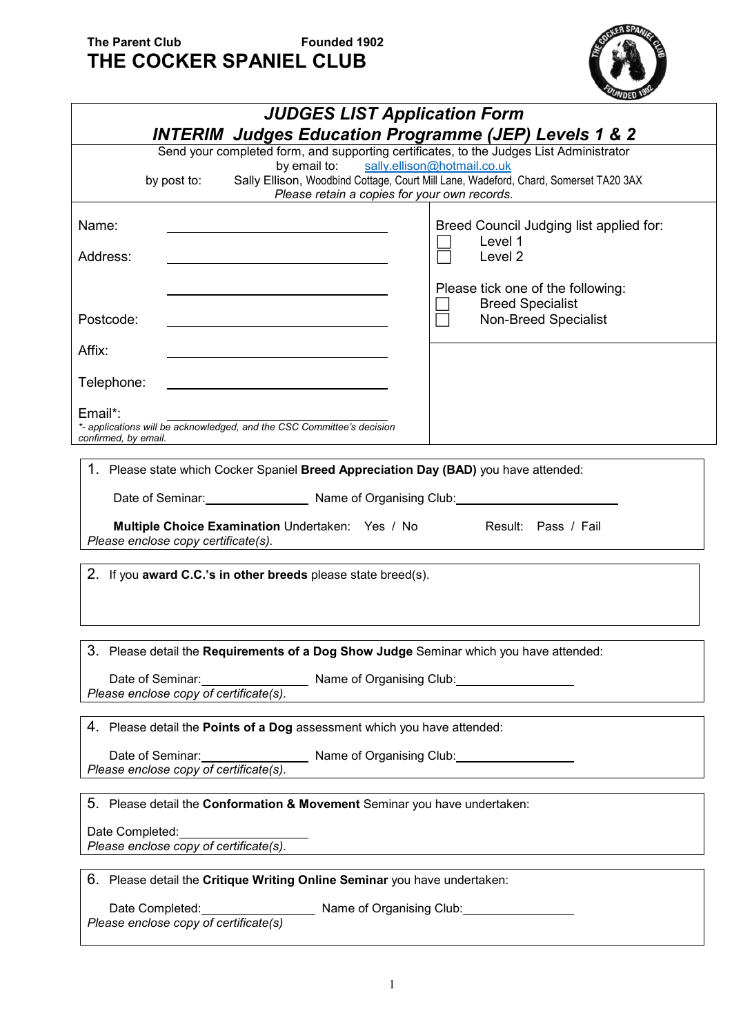**The Parent Club** **Founded 1902**

# THE COCKER SPANIEL CLUB

## *JUDGES LIST Application Form*

## *INTERIM Judges Education Programme (JEP) Levels 1 & 2*

Send your completed form, and supporting certificates, to the Judges List Administrator

by email to: sally.ellison@hotmail.co.uk

by post to: Sally Ellison, Woodbind Cottage, Court Mill Lane, Wadeford, Chard, Somerset TA20 3AX

*Please retain a copies for your own records.*

Name: ______________________

Address: ______________________

______________________

Postcode: ______________________

Affix: ______________________

Telephone: ______________________

Email*: ______________________

*- applications will be acknowledged, and the CSC Committee's decision confirmed, by email.*

Breed Council Judging list applied for:

- ☐ Level 1
- ☐ Level 2

Please tick one of the following:

- ☐ Breed Specialist
- ☐ Non-Breed Specialist

---

1. Please state which Cocker Spaniel **Breed Appreciation Day (BAD)** you have attended:

   Date of Seminar: ______________ Name of Organising Club: ______________________

   **Multiple Choice Examination** Undertaken: Yes / No Result: Pass / Fail

   *Please enclose copy certificate(s).*

2. If you **award C.C.'s in other breeds** please state breed(s).

3. Please detail the **Requirements of a Dog Show Judge** Seminar which you have attended:

   Date of Seminar: ______________ Name of Organising Club: ______________

   *Please enclose copy of certificate(s).*

4. Please detail the **Points of a Dog** assessment which you have attended:

   Date of Seminar: ______________ Name of Organising Club: ______________

   *Please enclose copy of certificate(s).*

5. Please detail the **Conformation & Movement** Seminar you have undertaken:

   Date Completed: ______________

   *Please enclose copy of certificate(s).*

6. Please detail the **Critique Writing Online Seminar** you have undertaken:

   Date Completed: ______________ Name of Organising Club: ______________

   *Please enclose copy of certificate(s)*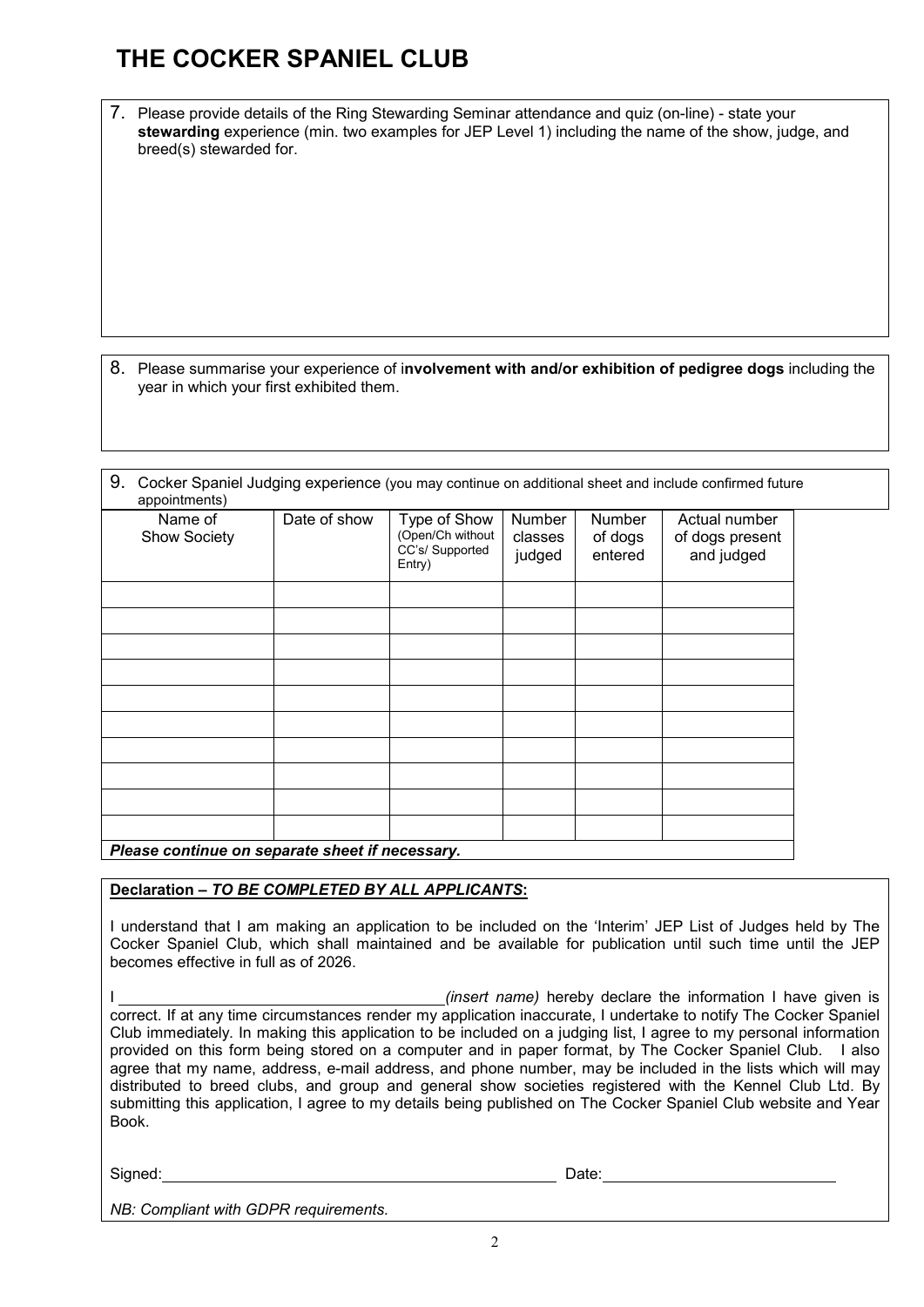# THE COCKER SPANIEL CLUB

7. Please provide details of the Ring Stewarding Seminar attendance and quiz (on-line) - state your **stewarding** experience (min. two examples for JEP Level 1) including the name of the show, judge, and breed(s) stewarded for.

8. Please summarise your experience of i**nvolvement with and/or exhibition of pedigree dogs** including the year in which your first exhibited them.

9. Cocker Spaniel Judging experience (you may continue on additional sheet and include confirmed future appointments)

| Name of Show Society | Date of show | Type of Show (Open/Ch without CC's/ Supported Entry) | Number classes judged | Number of dogs entered | Actual number of dogs present and judged |
|---|---|---|---|---|---|
| | | | | | |
| | | | | | |
| | | | | | |
| | | | | | |
| | | | | | |
| | | | | | |
| | | | | | |
| | | | | | |
| | | | | | |
| | | | | | |

***Please continue on separate sheet if necessary.***

**Declaration – *TO BE COMPLETED BY ALL APPLICANTS*:**

I understand that I am making an application to be included on the 'Interim' JEP List of Judges held by The Cocker Spaniel Club, which shall maintained and be available for publication until such time until the JEP becomes effective in full as of 2026.

I \_\_\_\_\_\_\_\_\_\_\_\_\_\_\_\_\_\_\_\_\_\_\_\_\_\_\_\_\_\_\_\_\_\_\_\_ *(insert name)* hereby declare the information I have given is correct. If at any time circumstances render my application inaccurate, I undertake to notify The Cocker Spaniel Club immediately. In making this application to be included on a judging list, I agree to my personal information provided on this form being stored on a computer and in paper format, by The Cocker Spaniel Club. I also agree that my name, address, e-mail address, and phone number, may be included in the lists which will may distributed to breed clubs, and group and general show societies registered with the Kennel Club Ltd. By submitting this application, I agree to my details being published on The Cocker Spaniel Club website and Year Book.

Signed: \_\_\_\_\_\_\_\_\_\_\_\_\_\_\_\_\_\_\_\_\_\_\_\_\_\_\_\_\_\_\_\_\_\_\_\_\_\_\_\_ Date: \_\_\_\_\_\_\_\_\_\_\_\_\_\_\_\_\_\_\_\_\_\_\_\_

*NB: Compliant with GDPR requirements.*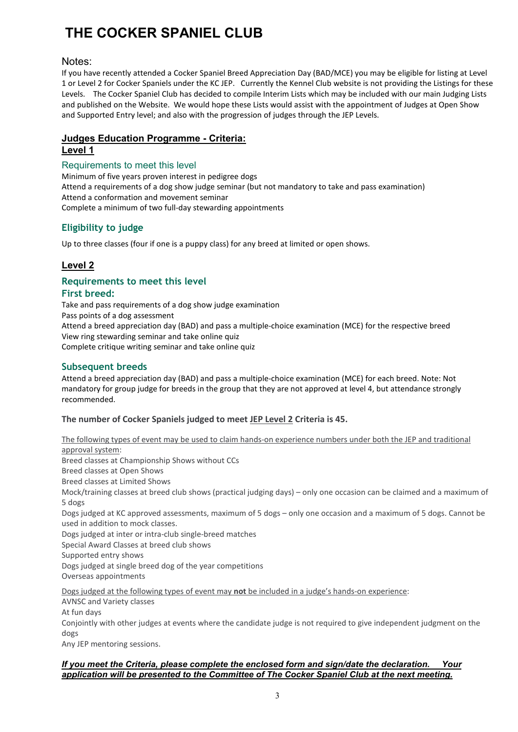# THE COCKER SPANIEL CLUB

## Notes:

If you have recently attended a Cocker Spaniel Breed Appreciation Day (BAD/MCE) you may be eligible for listing at Level 1 or Level 2 for Cocker Spaniels under the KC JEP. Currently the Kennel Club website is not providing the Listings for these Levels. The Cocker Spaniel Club has decided to compile Interim Lists which may be included with our main Judging Lists and published on the Website. We would hope these Lists would assist with the appointment of Judges at Open Show and Supported Entry level; and also with the progression of judges through the JEP Levels.

## Judges Education Programme - Criteria:

## Level 1

### Requirements to meet this level

Minimum of five years proven interest in pedigree dogs
Attend a requirements of a dog show judge seminar (but not mandatory to take and pass examination)
Attend a conformation and movement seminar
Complete a minimum of two full-day stewarding appointments

### Eligibility to judge

Up to three classes (four if one is a puppy class) for any breed at limited or open shows.

## Level 2

### Requirements to meet this level

### First breed:

Take and pass requirements of a dog show judge examination
Pass points of a dog assessment
Attend a breed appreciation day (BAD) and pass a multiple-choice examination (MCE) for the respective breed
View ring stewarding seminar and take online quiz
Complete critique writing seminar and take online quiz

### Subsequent breeds

Attend a breed appreciation day (BAD) and pass a multiple-choice examination (MCE) for each breed. Note: Not mandatory for group judge for breeds in the group that they are not approved at level 4, but attendance strongly recommended.

**The number of Cocker Spaniels judged to meet JEP Level 2 Criteria is 45.**

The following types of event may be used to claim hands-on experience numbers under both the JEP and traditional approval system:

Breed classes at Championship Shows without CCs
Breed classes at Open Shows
Breed classes at Limited Shows
Mock/training classes at breed club shows (practical judging days) – only one occasion can be claimed and a maximum of 5 dogs
Dogs judged at KC approved assessments, maximum of 5 dogs – only one occasion and a maximum of 5 dogs. Cannot be used in addition to mock classes.
Dogs judged at inter or intra-club single-breed matches
Special Award Classes at breed club shows
Supported entry shows
Dogs judged at single breed dog of the year competitions
Overseas appointments

Dogs judged at the following types of event may **not** be included in a judge's hands-on experience:

AVNSC and Variety classes
At fun days
Conjointly with other judges at events where the candidate judge is not required to give independent judgment on the dogs
Any JEP mentoring sessions.

***If you meet the Criteria, please complete the enclosed form and sign/date the declaration. Your application will be presented to the Committee of The Cocker Spaniel Club at the next meeting.***